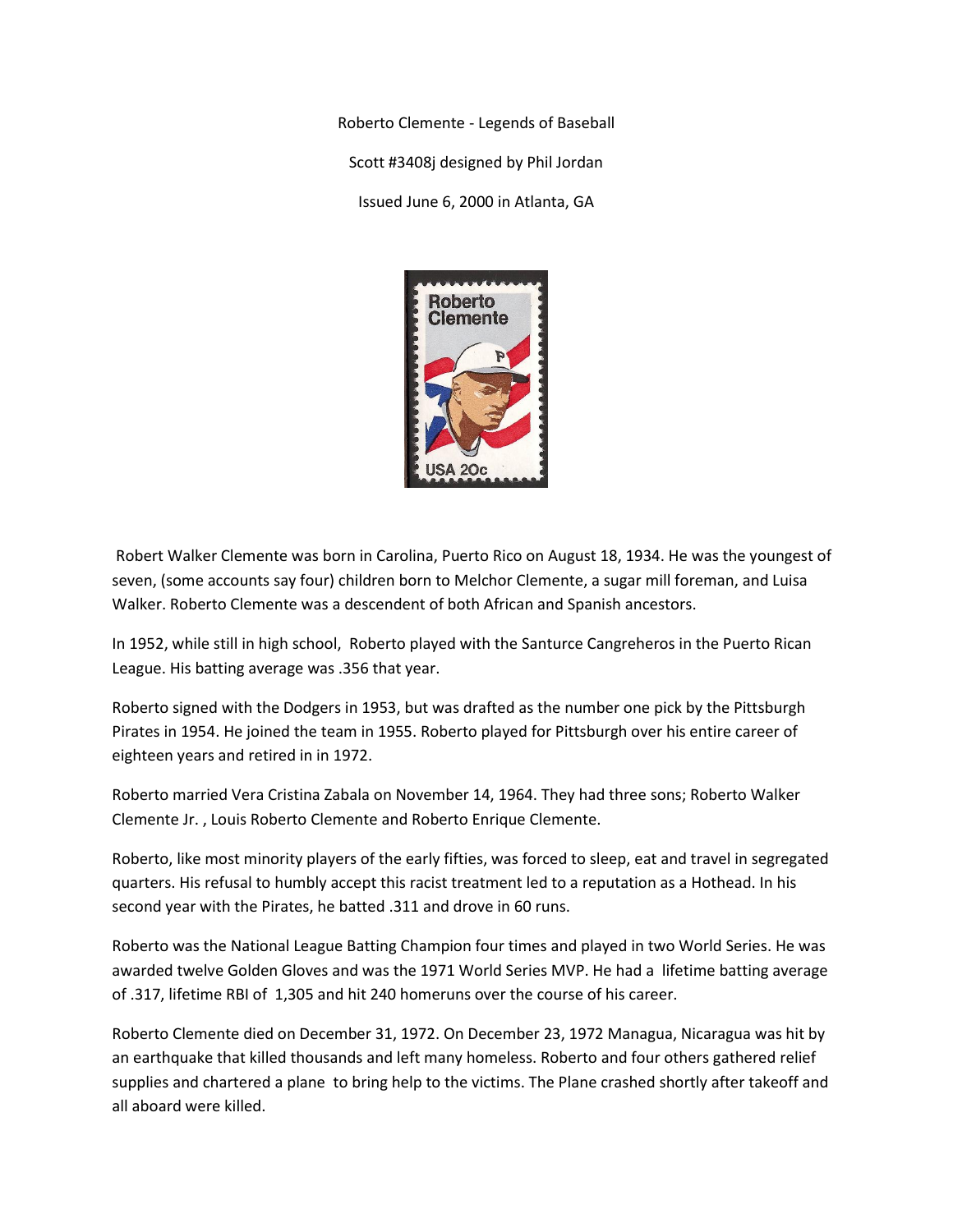Roberto Clemente - Legends of Baseball

Scott #3408j designed by Phil Jordan

Issued June 6, 2000 in Atlanta, GA

Robert Walker Clemente was born in Carolina, Puerto Rico on August 18, 1934. He was the youngest of seven, (some accounts say four) children born to Melchor Clemente, a sugar mill foreman, and Luisa Walker. Roberto Clemente was a descendent of both African and Spanish ancestors.

In 1952, while still in high school, Roberto played with the Santurce Cangreheros in the Puerto Rican League. His batting average was .356 that year.

Roberto signed with the Dodgers in 1953, but was drafted as the number one pick by the Pittsburgh Pirates in 1954. He joined the team in 1955. Roberto played for Pittsburgh over his entire career of eighteen years and retired in in 1972.

Roberto married Vera Cristina Zabala on November 14, 1964. They had three sons; Roberto Walker Clemente Jr. , Louis Roberto Clemente and Roberto Enrique Clemente.

Roberto, like most minority players of the early fifties, was forced to sleep, eat and travel in segregated quarters. His refusal to humbly accept this racist treatment led to a reputation as a Hothead. In his second year with the Pirates, he batted .311 and drove in 60 runs.

Roberto was the National League Batting Champion four times and played in two World Series. He was awarded twelve Golden Gloves and was the 1971 World Series MVP. He had a lifetime batting average of .317, lifetime RBI of 1,305 and hit 240 homeruns over the course of his career.

Roberto Clemente died on December 31, 1972. On December 23, 1972 Managua, Nicaragua was hit by an earthquake that killed thousands and left many homeless. Roberto and four others gathered relief supplies and chartered a plane to bring help to the victims. The Plane crashed shortly after takeoff and all aboard were killed.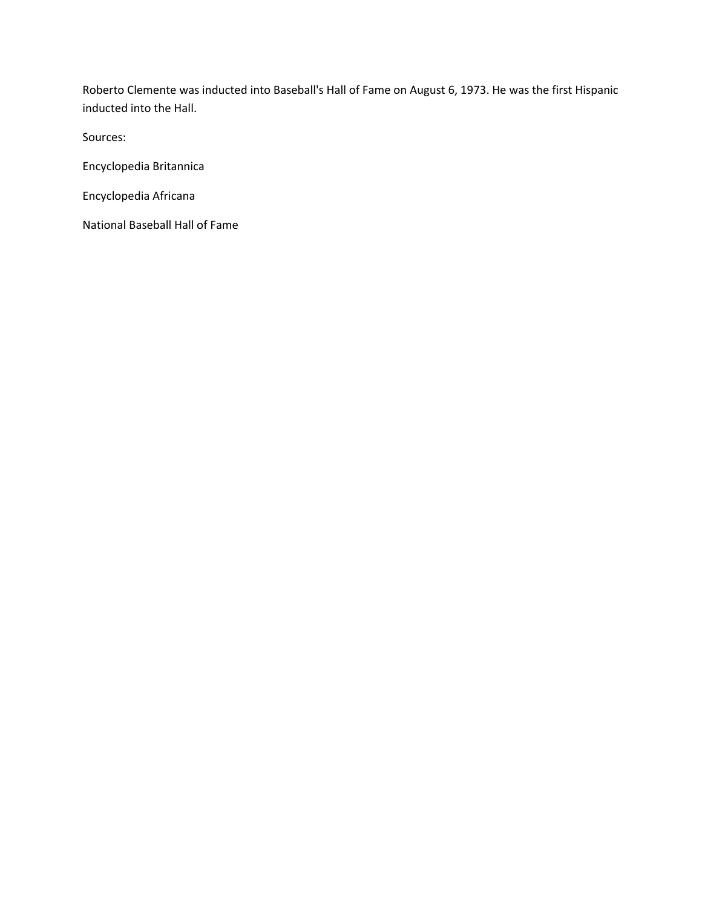Roberto Clemente was inducted into Baseball's Hall of Fame on August 6, 1973. He was the first Hispanic inducted into the Hall.

Sources:

Encyclopedia Britannica

Encyclopedia Africana

National Baseball Hall of Fame